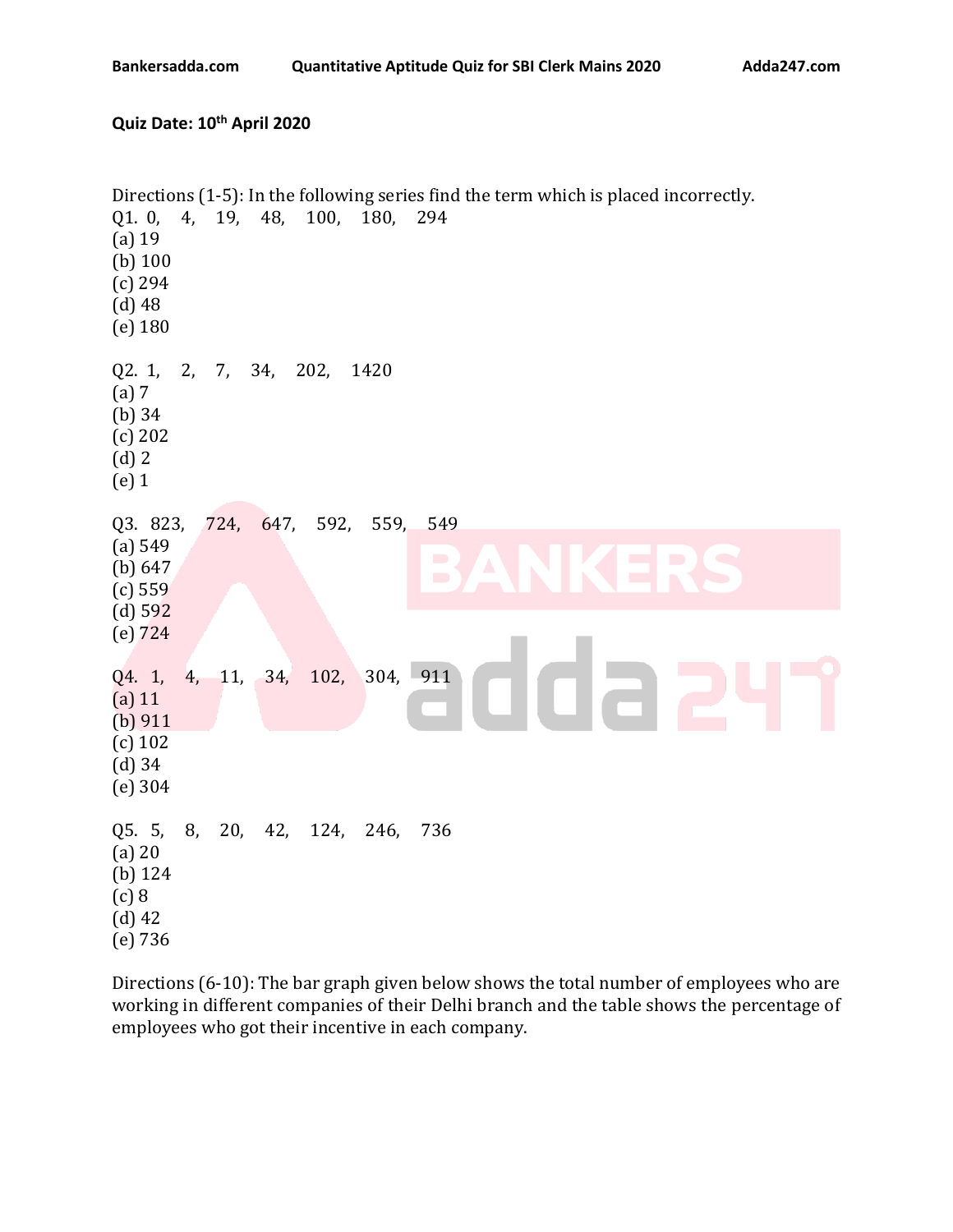**Quiz Date: 10th April 2020**

Directions (1-5): In the following series find the term which is placed incorrectly.

Q1. 0, 4, 19, 48, 100, 180, 294

(a) 19
(b) 100
(c) 294
(d) 48
(e) 180

Q2. 1, 2, 7, 34, 202, 1420

(a) 7
(b) 34
(c) 202
(d) 2
(e) 1

Q3. 823, 724, 647, 592, 559, 549

(a) 549
(b) 647
(c) 559
(d) 592
(e) 724

Q4. 1, 4, 11, 34, 102, 304, 911

(a) 11
(b) 911
(c) 102
(d) 34
(e) 304

Q5. 5, 8, 20, 42, 124, 246, 736

(a) 20
(b) 124
(c) 8
(d) 42
(e) 736

Directions (6-10): The bar graph given below shows the total number of employees who are working in different companies of their Delhi branch and the table shows the percentage of employees who got their incentive in each company.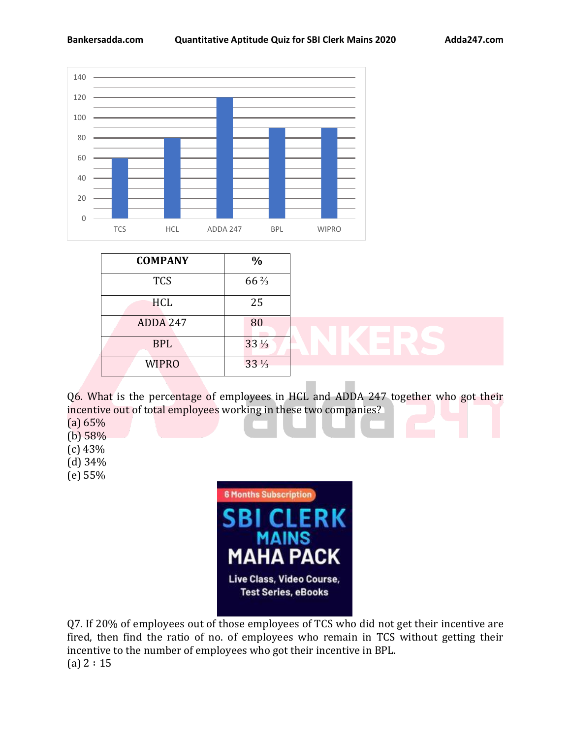| COMPANY | % |
| --- | --- |
| TCS | 66 ⅔ |
| HCL | 25 |
| ADDA 247 | 80 |
| BPL | 33 ⅓ |
| WIPRO | 33 ⅓ |

Q6. What is the percentage of employees in HCL and ADDA 247 together who got their incentive out of total employees working in these two companies?
(a) 65%
(b) 58%
(c) 43%
(d) 34%
(e) 55%

Q7. If 20% of employees out of those employees of TCS who did not get their incentive are fired, then find the ratio of no. of employees who remain in TCS without getting their incentive to the number of employees who got their incentive in BPL.
(a) 2 : 15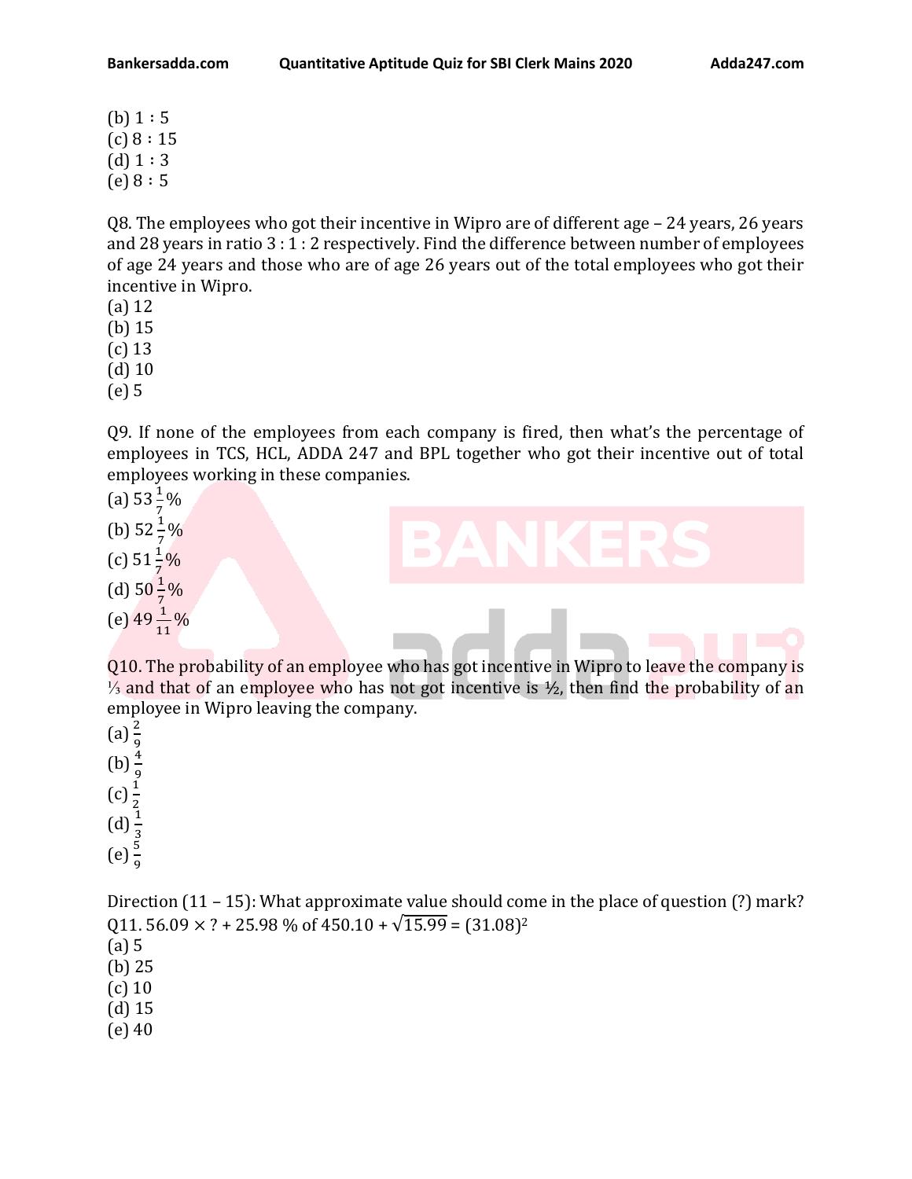(b) 1 : 5
(c) 8 : 15
(d) 1 : 3
(e) 8 : 5

Q8. The employees who got their incentive in Wipro are of different age – 24 years, 26 years and 28 years in ratio 3 : 1 : 2 respectively. Find the difference between number of employees of age 24 years and those who are of age 26 years out of the total employees who got their incentive in Wipro.
(a) 12
(b) 15
(c) 13
(d) 10
(e) 5

Q9. If none of the employees from each company is fired, then what's the percentage of employees in TCS, HCL, ADDA 247 and BPL together who got their incentive out of total employees working in these companies.
(a) $53\frac{1}{7}\%$
(b) $52\frac{1}{7}\%$
(c) $51\frac{1}{7}\%$
(d) $50\frac{1}{7}\%$
(e) $49\frac{1}{11}\%$

Q10. The probability of an employee who has got incentive in Wipro to leave the company is ⅓ and that of an employee who has not got incentive is ½, then find the probability of an employee in Wipro leaving the company.
(a) $\frac{2}{9}$
(b) $\frac{4}{9}$
(c) $\frac{1}{2}$
(d) $\frac{1}{3}$
(e) $\frac{5}{9}$

Direction (11 – 15): What approximate value should come in the place of question (?) mark?
Q11. $56.09 \times ? + 25.98\ \%\ \text{of}\ 450.10 + \sqrt{15.99} = (31.08)^2$
(a) 5
(b) 25
(c) 10
(d) 15
(e) 40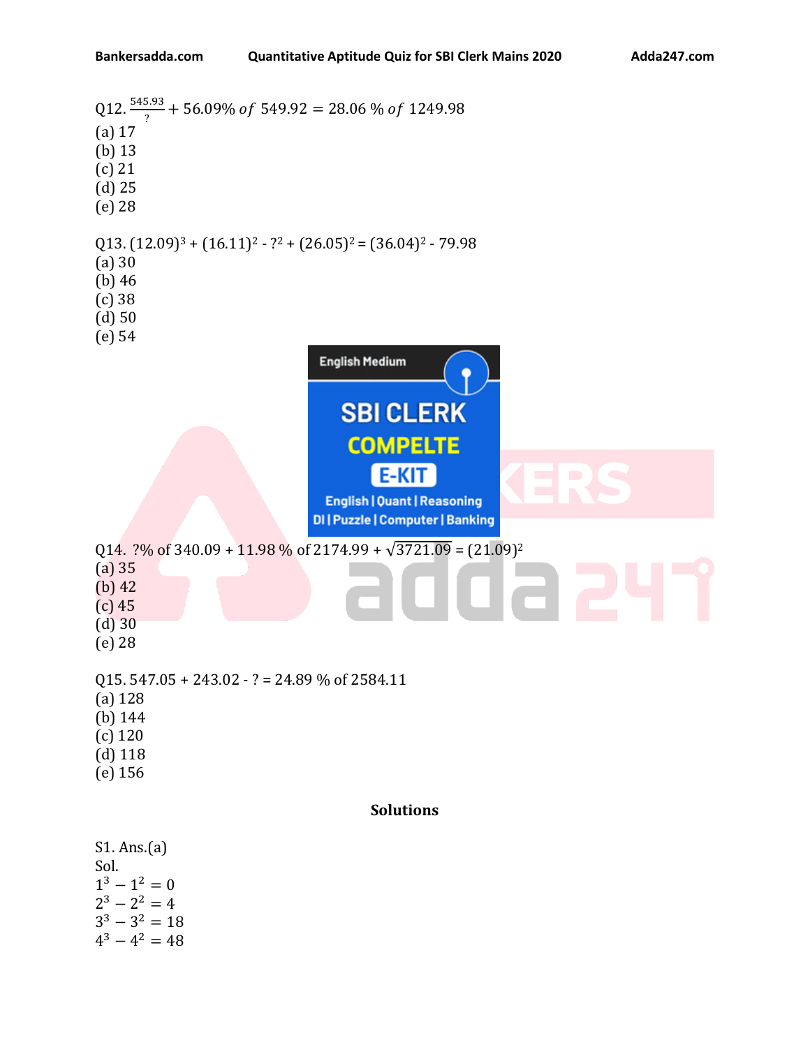Q12. $\frac{545.93}{?} + 56.09\% \; of \; 549.92 = 28.06 \; \% \; of \; 1249.98$

(a) 17
(b) 13
(c) 21
(d) 25
(e) 28

Q13. $(12.09)^3 + (16.11)^2 - ?^2 + (26.05)^2 = (36.04)^2 - 79.98$

(a) 30
(b) 46
(c) 38
(d) 50
(e) 54

Q14. ?% of 340.09 + 11.98 % of 2174.99 + $\sqrt{3721.09}$ = $(21.09)^2$

(a) 35
(b) 42
(c) 45
(d) 30
(e) 28

Q15. 547.05 + 243.02 - ? = 24.89 % of 2584.11

(a) 128
(b) 144
(c) 120
(d) 118
(e) 156

## Solutions

S1. Ans.(a)

Sol.

$1^3 - 1^2 = 0$

$2^3 - 2^2 = 4$

$3^3 - 3^2 = 18$

$4^3 - 4^2 = 48$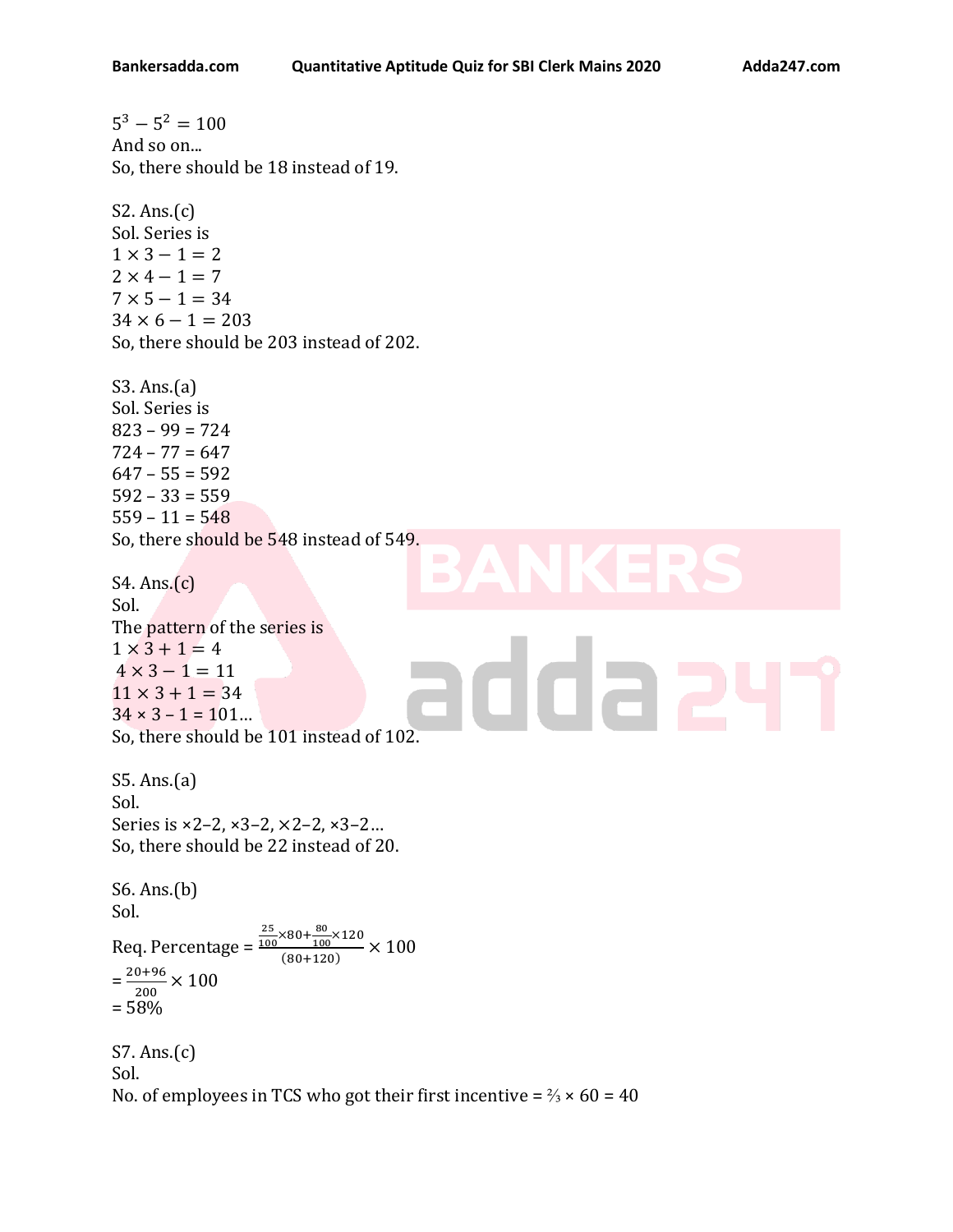$5^3 - 5^2 = 100$
And so on...
So, there should be 18 instead of 19.

S2. Ans.(c)
Sol. Series is
$1 \times 3 - 1 = 2$
$2 \times 4 - 1 = 7$
$7 \times 5 - 1 = 34$
$34 \times 6 - 1 = 203$
So, there should be 203 instead of 202.

S3. Ans.(a)
Sol. Series is
823 – 99 = 724
724 – 77 = 647
647 – 55 = 592
592 – 33 = 559
559 – 11 = 548
So, there should be 548 instead of 549.

S4. Ans.(c)
Sol.
The pattern of the series is
$1 \times 3 + 1 = 4$
$4 \times 3 - 1 = 11$
$11 \times 3 + 1 = 34$
$34 \times 3 - 1 = 101$...
So, there should be 101 instead of 102.

S5. Ans.(a)
Sol.
Series is ×2–2, ×3–2, ×2–2, ×3–2...
So, there should be 22 instead of 20.

S6. Ans.(b)
Sol.
Req. Percentage = $\frac{\frac{25}{100}\times 80+\frac{80}{100}\times 120}{(80+120)} \times 100$
$= \frac{20+96}{200} \times 100$
= 58%

S7. Ans.(c)
Sol.
No. of employees in TCS who got their first incentive = $\frac{2}{3} \times 60 = 40$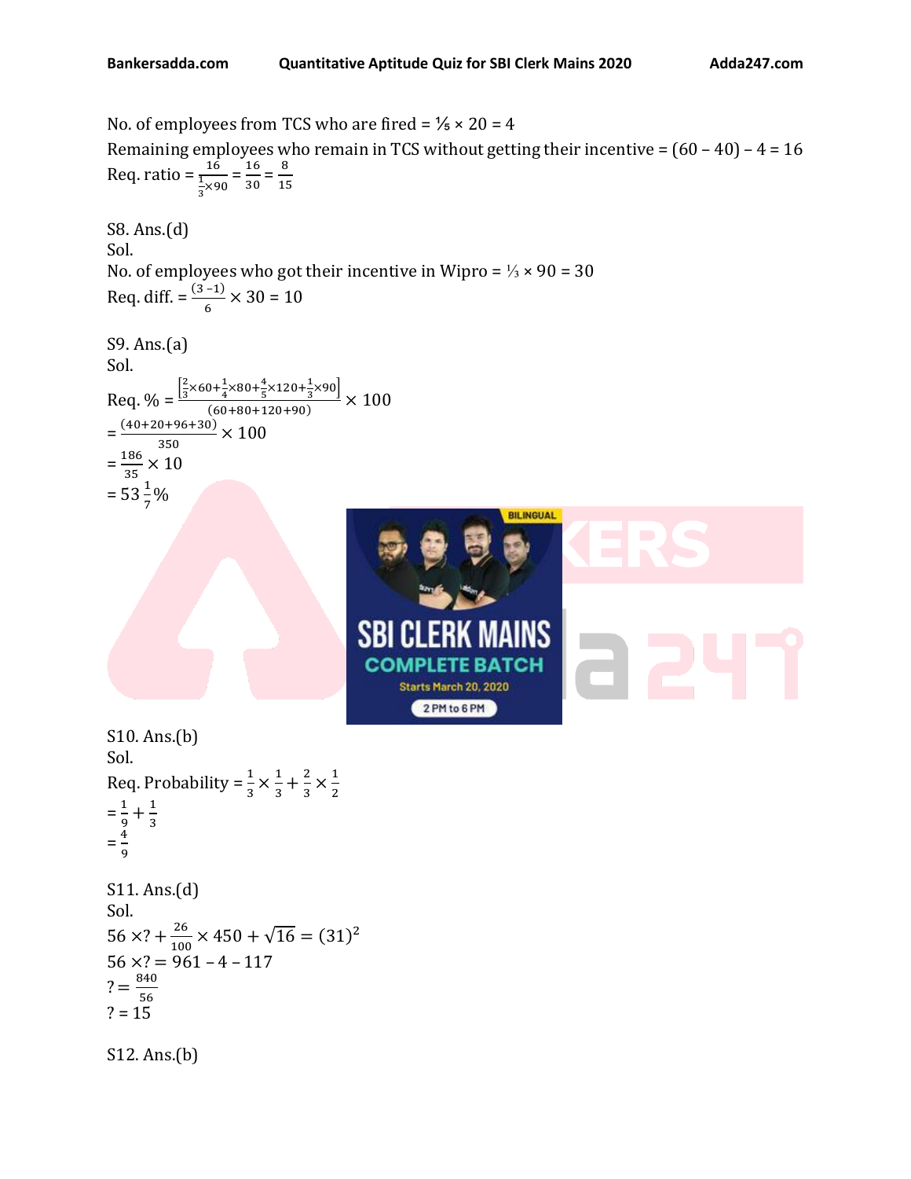No. of employees from TCS who are fired = $\frac{1}{5} \times 20 = 4$

Remaining employees who remain in TCS without getting their incentive = (60 – 40) – 4 = 16

Req. ratio = $\frac{16}{\frac{1}{3} \times 90} = \frac{16}{30} = \frac{8}{15}$

S8. Ans.(d)

Sol.

No. of employees who got their incentive in Wipro = $\frac{1}{3} \times 90 = 30$

Req. diff. = $\frac{(3-1)}{6} \times 30 = 10$

S9. Ans.(a)

Sol.

Req. % = $\frac{\left[\frac{2}{3} \times 60 + \frac{1}{4} \times 80 + \frac{4}{5} \times 120 + \frac{1}{3} \times 90\right]}{(60+80+120+90)} \times 100$

$= \frac{(40+20+96+30)}{350} \times 100$

$= \frac{186}{35} \times 10$

$= 53\frac{1}{7}\%$

S10. Ans.(b)

Sol.

Req. Probability = $\frac{1}{3} \times \frac{1}{3} + \frac{2}{3} \times \frac{1}{2}$

$= \frac{1}{9} + \frac{1}{3}$

$= \frac{4}{9}$

S11. Ans.(d)

Sol.

$56 \times ? + \frac{26}{100} \times 450 + \sqrt{16} = (31)^2$

$56 \times ? = 961 - 4 - 117$

$? = \frac{840}{56}$

? = 15

S12. Ans.(b)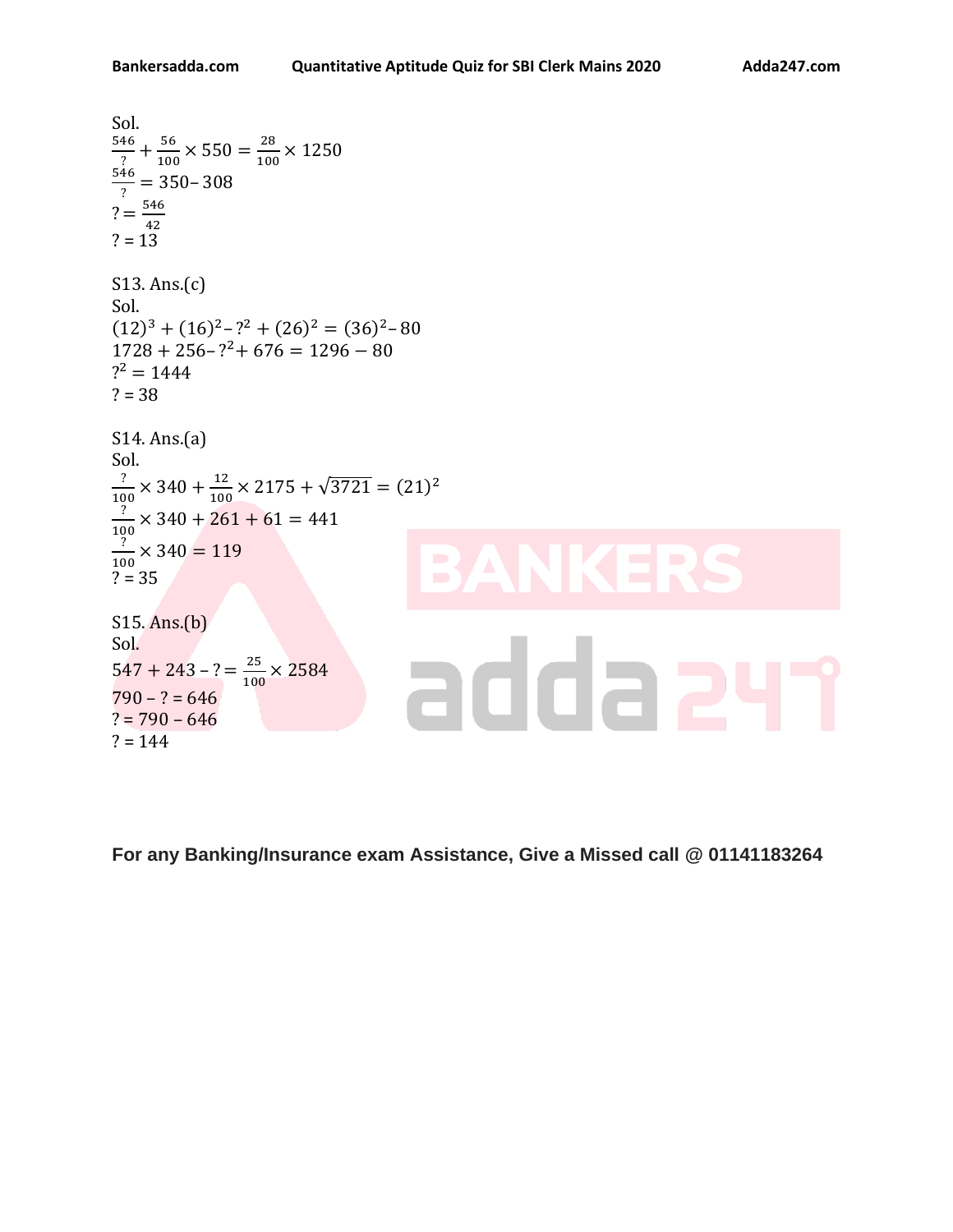Sol.

$\frac{546}{?} + \frac{56}{100} \times 550 = \frac{28}{100} \times 1250$

$\frac{546}{?} = 350 - 308$

$? = \frac{546}{42}$

? = 13

S13. Ans.(c)

Sol.

$(12)^3 + (16)^2 - ?^2 + (26)^2 = (36)^2 - 80$

$1728 + 256 - ?^2 + 676 = 1296 - 80$

$?^2 = 1444$

? = 38

S14. Ans.(a)

Sol.

$\frac{?}{100} \times 340 + \frac{12}{100} \times 2175 + \sqrt{3721} = (21)^2$

$\frac{?}{100} \times 340 + 261 + 61 = 441$

$\frac{?}{100} \times 340 = 119$

? = 35

S15. Ans.(b)

Sol.

$547 + 243 - ? = \frac{25}{100} \times 2584$

790 – ? = 646

? = 790 – 646

? = 144

**For any Banking/Insurance exam Assistance, Give a Missed call @ 01141183264**